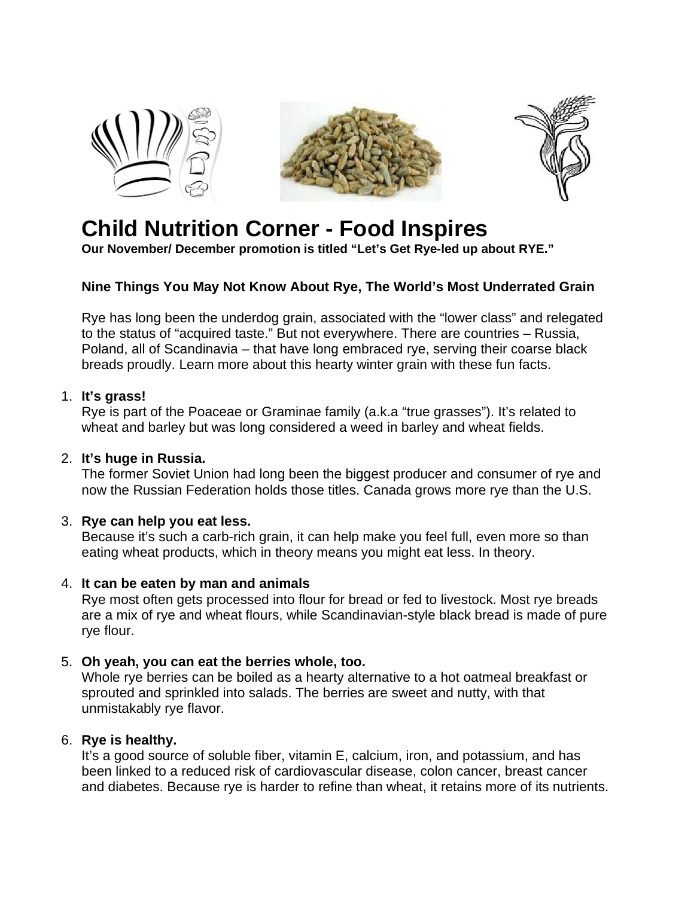# Child Nutrition Corner - Food Inspires

**Our November/ December promotion is titled "Let's Get Rye-led up about RYE."**

### Nine Things You May Not Know About Rye, The World's Most Underrated Grain

Rye has long been the underdog grain, associated with the "lower class" and relegated to the status of "acquired taste." But not everywhere. There are countries – Russia, Poland, all of Scandinavia – that have long embraced rye, serving their coarse black breads proudly. Learn more about this hearty winter grain with these fun facts.

1. **It's grass!**
   Rye is part of the Poaceae or Graminae family (a.k.a "true grasses"). It's related to wheat and barley but was long considered a weed in barley and wheat fields.

2. **It's huge in Russia.**
   The former Soviet Union had long been the biggest producer and consumer of rye and now the Russian Federation holds those titles. Canada grows more rye than the U.S.

3. **Rye can help you eat less.**
   Because it's such a carb-rich grain, it can help make you feel full, even more so than eating wheat products, which in theory means you might eat less. In theory.

4. **It can be eaten by man and animals**
   Rye most often gets processed into flour for bread or fed to livestock. Most rye breads are a mix of rye and wheat flours, while Scandinavian-style black bread is made of pure rye flour.

5. **Oh yeah, you can eat the berries whole, too.**
   Whole rye berries can be boiled as a hearty alternative to a hot oatmeal breakfast or sprouted and sprinkled into salads. The berries are sweet and nutty, with that unmistakably rye flavor.

6. **Rye is healthy.**
   It's a good source of soluble fiber, vitamin E, calcium, iron, and potassium, and has been linked to a reduced risk of cardiovascular disease, colon cancer, breast cancer and diabetes. Because rye is harder to refine than wheat, it retains more of its nutrients.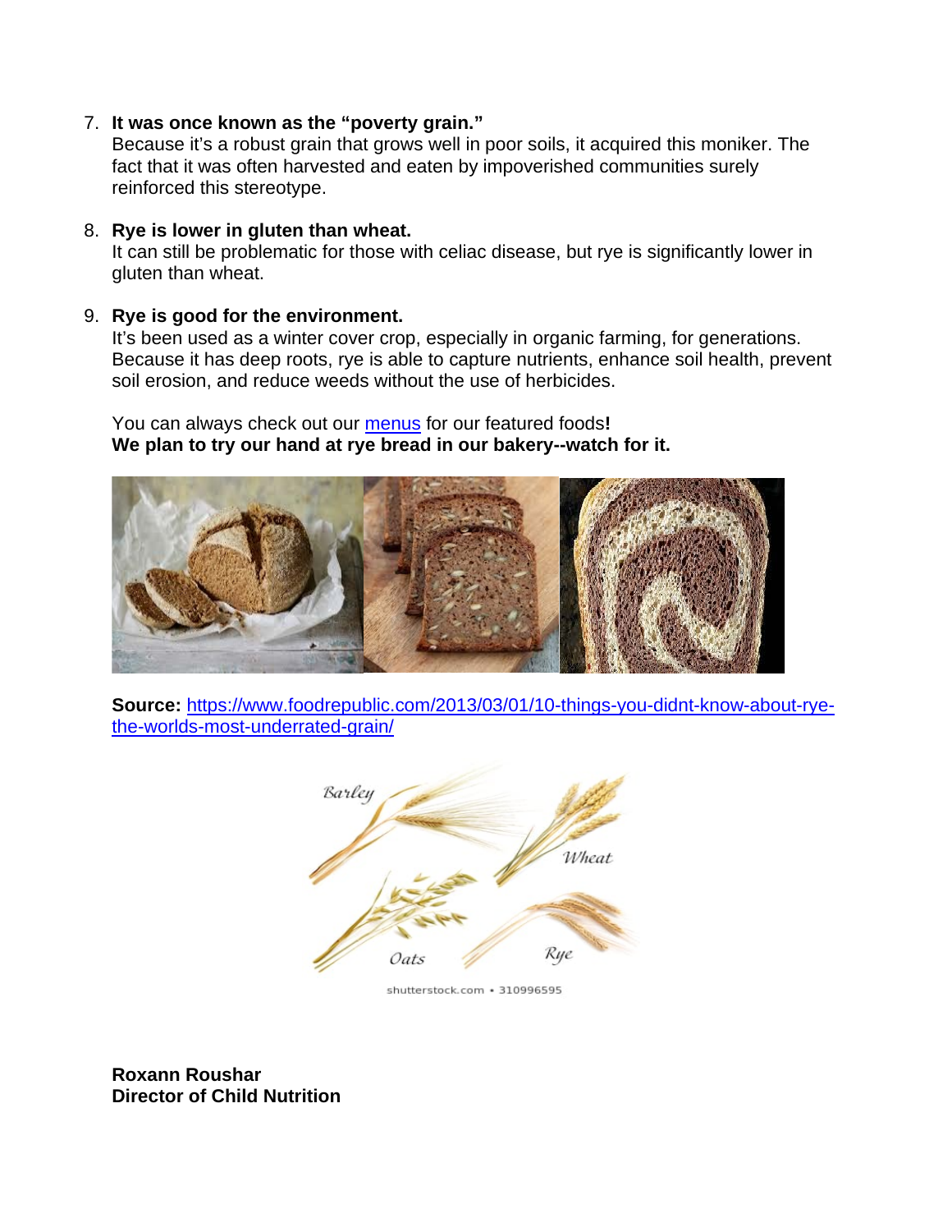7. **It was once known as the "poverty grain."**
   Because it's a robust grain that grows well in poor soils, it acquired this moniker. The fact that it was often harvested and eaten by impoverished communities surely reinforced this stereotype.

8. **Rye is lower in gluten than wheat.**
   It can still be problematic for those with celiac disease, but rye is significantly lower in gluten than wheat.

9. **Rye is good for the environment.**
   It's been used as a winter cover crop, especially in organic farming, for generations. Because it has deep roots, rye is able to capture nutrients, enhance soil health, prevent soil erosion, and reduce weeds without the use of herbicides.

You can always check out our [menus](menus) for our featured foods**!**
**We plan to try our hand at rye bread in our bakery--watch for it.**

**Source:** [https://www.foodrepublic.com/2013/03/01/10-things-you-didnt-know-about-rye-the-worlds-most-underrated-grain/](https://www.foodrepublic.com/2013/03/01/10-things-you-didnt-know-about-rye-the-worlds-most-underrated-grain/)

Barley

Wheat

Oats

Rye

shutterstock.com • 310996595

**Roxann Roushar**
**Director of Child Nutrition**